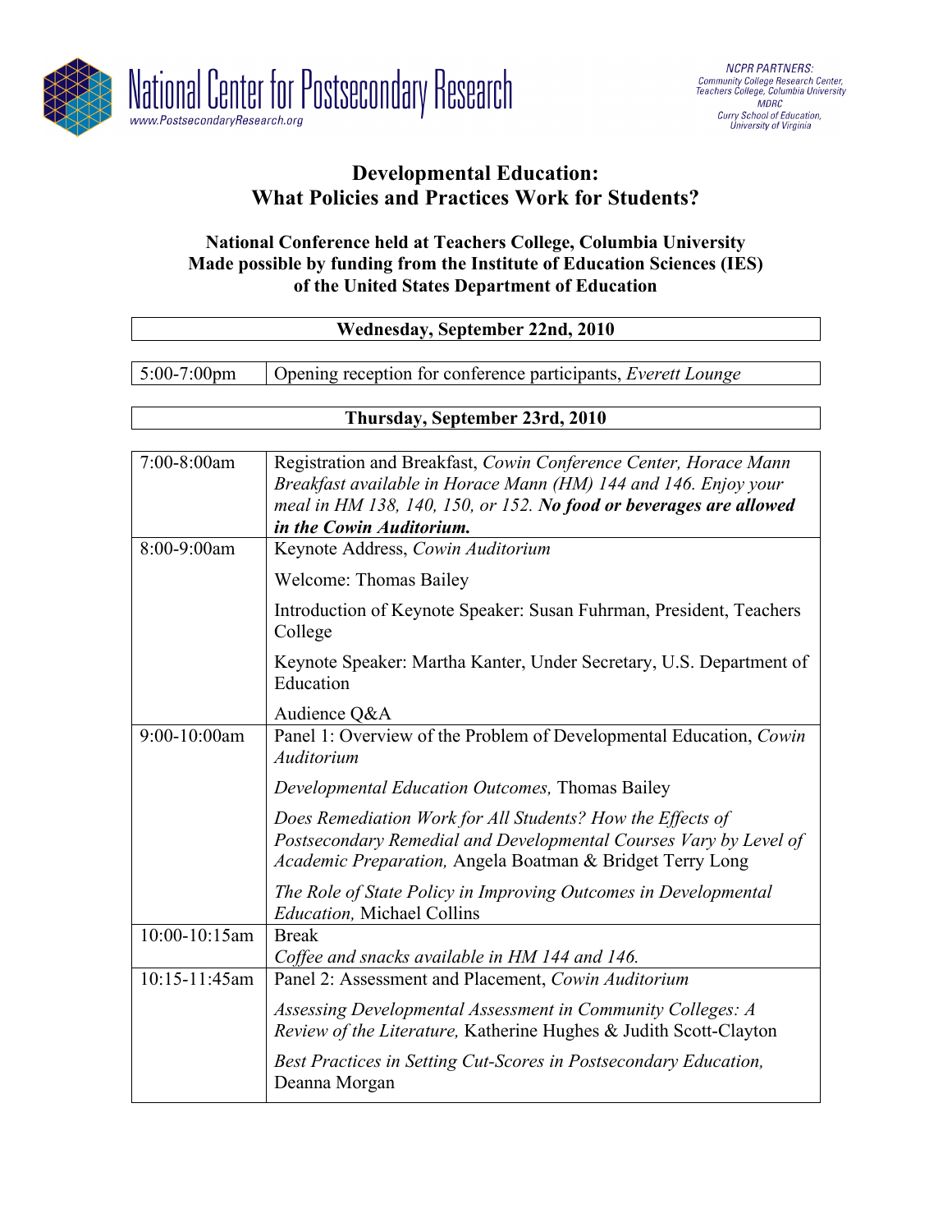National Center for Postsecondary Research
www.PostsecondaryResearch.org

NCPR PARTNERS:
Community College Research Center, Teachers College, Columbia University
MDRC
Curry School of Education, University of Virginia

# Developmental Education: What Policies and Practices Work for Students?

**National Conference held at Teachers College, Columbia University**
**Made possible by funding from the Institute of Education Sciences (IES) of the United States Department of Education**

| **Wednesday, September 22nd, 2010** | |
|---|---|
| 5:00-7:00pm | Opening reception for conference participants, *Everett Lounge* |

| **Thursday, September 23rd, 2010** | |
|---|---|
| 7:00-8:00am | Registration and Breakfast, *Cowin Conference Center, Horace Mann* *Breakfast available in Horace Mann (HM) 144 and 146. Enjoy your meal in HM 138, 140, 150, or 152.* ***No food or beverages are allowed in the Cowin Auditorium.*** |
| 8:00-9:00am | Keynote Address, *Cowin Auditorium*<br>Welcome: Thomas Bailey<br>Introduction of Keynote Speaker: Susan Fuhrman, President, Teachers College<br>Keynote Speaker: Martha Kanter, Under Secretary, U.S. Department of Education<br>Audience Q&A |
| 9:00-10:00am | Panel 1: Overview of the Problem of Developmental Education, *Cowin Auditorium*<br>*Developmental Education Outcomes,* Thomas Bailey<br>*Does Remediation Work for All Students? How the Effects of Postsecondary Remedial and Developmental Courses Vary by Level of Academic Preparation,* Angela Boatman & Bridget Terry Long<br>*The Role of State Policy in Improving Outcomes in Developmental Education,* Michael Collins |
| 10:00-10:15am | Break<br>*Coffee and snacks available in HM 144 and 146.* |
| 10:15-11:45am | Panel 2: Assessment and Placement, *Cowin Auditorium*<br>*Assessing Developmental Assessment in Community Colleges: A Review of the Literature,* Katherine Hughes & Judith Scott-Clayton<br>*Best Practices in Setting Cut-Scores in Postsecondary Education,* Deanna Morgan |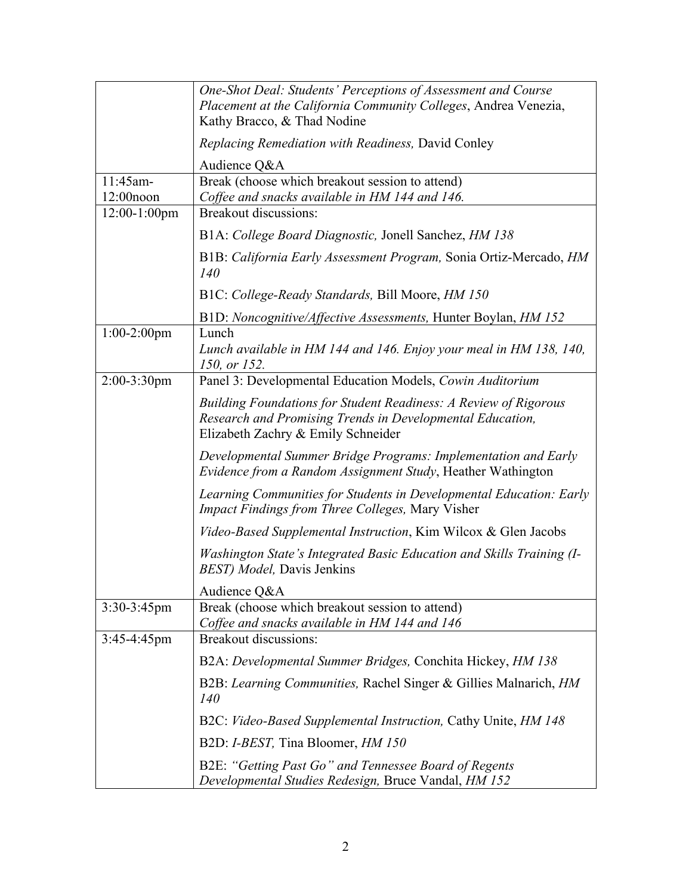| | |
|---|---|
| | *One-Shot Deal: Students' Perceptions of Assessment and Course Placement at the California Community Colleges*, Andrea Venezia, Kathy Bracco, & Thad Nodine<br>*Replacing Remediation with Readiness,* David Conley<br>Audience Q&A |
| 11:45am-12:00noon | Break (choose which breakout session to attend)<br>*Coffee and snacks available in HM 144 and 146.* |
| 12:00-1:00pm | Breakout discussions:<br>B1A: *College Board Diagnostic,* Jonell Sanchez, *HM 138*<br>B1B: *California Early Assessment Program,* Sonia Ortiz-Mercado, *HM 140*<br>B1C: *College-Ready Standards,* Bill Moore, *HM 150*<br>B1D: *Noncognitive/Affective Assessments,* Hunter Boylan, *HM 152* |
| 1:00-2:00pm | Lunch<br>*Lunch available in HM 144 and 146. Enjoy your meal in HM 138, 140, 150, or 152.* |
| 2:00-3:30pm | Panel 3: Developmental Education Models, *Cowin Auditorium*<br>*Building Foundations for Student Readiness: A Review of Rigorous Research and Promising Trends in Developmental Education,* Elizabeth Zachry & Emily Schneider<br>*Developmental Summer Bridge Programs: Implementation and Early Evidence from a Random Assignment Study*, Heather Wathington<br>*Learning Communities for Students in Developmental Education: Early Impact Findings from Three Colleges,* Mary Visher<br>*Video-Based Supplemental Instruction*, Kim Wilcox & Glen Jacobs<br>*Washington State's Integrated Basic Education and Skills Training (I-BEST) Model,* Davis Jenkins<br>Audience Q&A |
| 3:30-3:45pm | Break (choose which breakout session to attend)<br>*Coffee and snacks available in HM 144 and 146* |
| 3:45-4:45pm | Breakout discussions:<br>B2A: *Developmental Summer Bridges,* Conchita Hickey, *HM 138*<br>B2B: *Learning Communities,* Rachel Singer & Gillies Malnarich, *HM 140*<br>B2C: *Video-Based Supplemental Instruction,* Cathy Unite, *HM 148*<br>B2D: *I-BEST,* Tina Bloomer, *HM 150*<br>B2E: *"Getting Past Go" and Tennessee Board of Regents Developmental Studies Redesign,* Bruce Vandal, *HM 152* |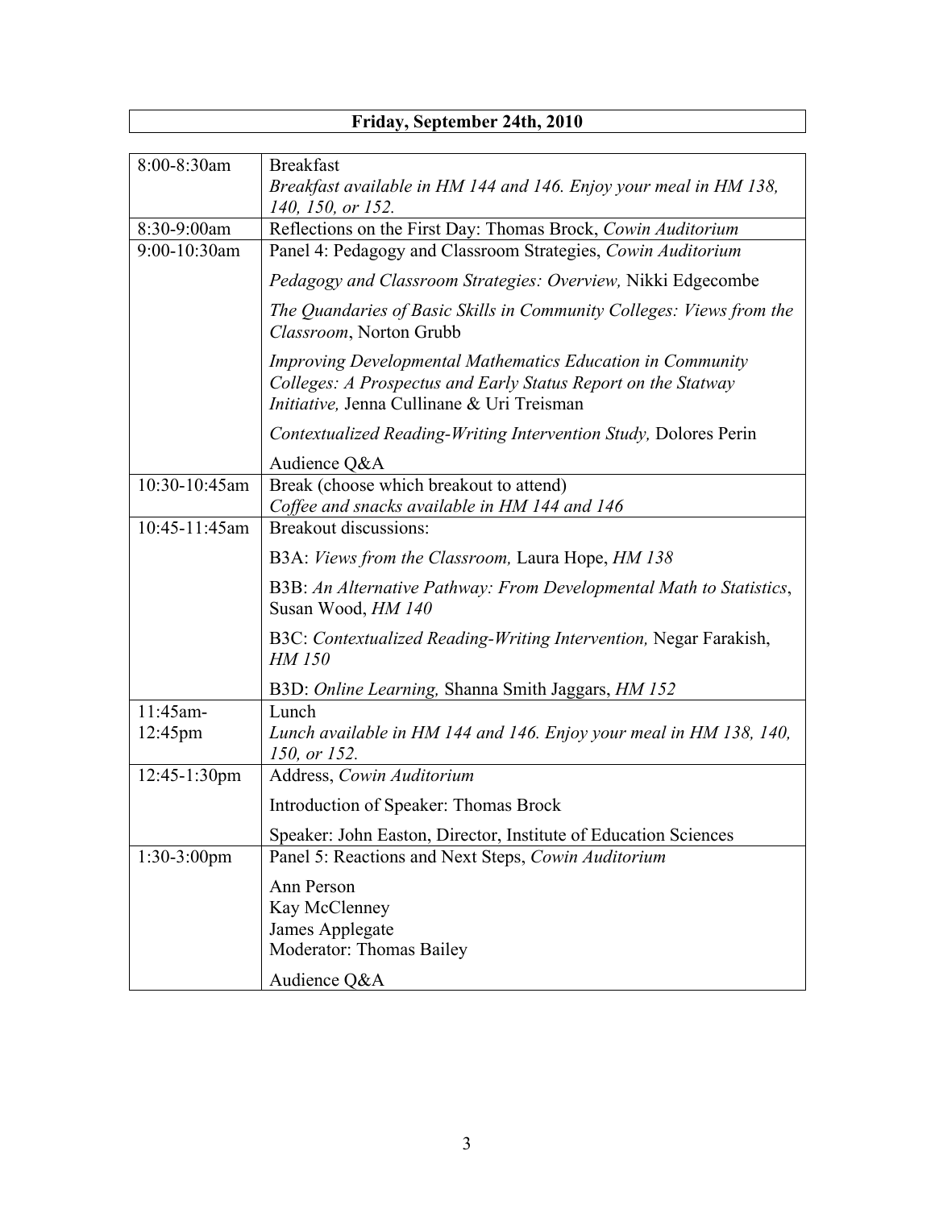| Friday, September 24th, 2010 | |
|---|---|
| 8:00-8:30am | Breakfast<br>*Breakfast available in HM 144 and 146. Enjoy your meal in HM 138, 140, 150, or 152.* |
| 8:30-9:00am | Reflections on the First Day: Thomas Brock, *Cowin Auditorium* |
| 9:00-10:30am | Panel 4: Pedagogy and Classroom Strategies, *Cowin Auditorium*<br>*Pedagogy and Classroom Strategies: Overview,* Nikki Edgecombe<br>*The Quandaries of Basic Skills in Community Colleges: Views from the Classroom*, Norton Grubb<br>*Improving Developmental Mathematics Education in Community Colleges: A Prospectus and Early Status Report on the Statway Initiative,* Jenna Cullinane & Uri Treisman<br>*Contextualized Reading-Writing Intervention Study,* Dolores Perin<br>Audience Q&A |
| 10:30-10:45am | Break (choose which breakout to attend)<br>*Coffee and snacks available in HM 144 and 146* |
| 10:45-11:45am | Breakout discussions:<br>B3A: *Views from the Classroom,* Laura Hope, *HM 138*<br>B3B: *An Alternative Pathway: From Developmental Math to Statistics*, Susan Wood, *HM 140*<br>B3C: *Contextualized Reading-Writing Intervention,* Negar Farakish, *HM 150*<br>B3D: *Online Learning,* Shanna Smith Jaggars, *HM 152* |
| 11:45am-12:45pm | Lunch<br>*Lunch available in HM 144 and 146. Enjoy your meal in HM 138, 140, 150, or 152.* |
| 12:45-1:30pm | Address, *Cowin Auditorium*<br>Introduction of Speaker: Thomas Brock<br>Speaker: John Easton, Director, Institute of Education Sciences |
| 1:30-3:00pm | Panel 5: Reactions and Next Steps, *Cowin Auditorium*<br>Ann Person<br>Kay McClenney<br>James Applegate<br>Moderator: Thomas Bailey<br>Audience Q&A |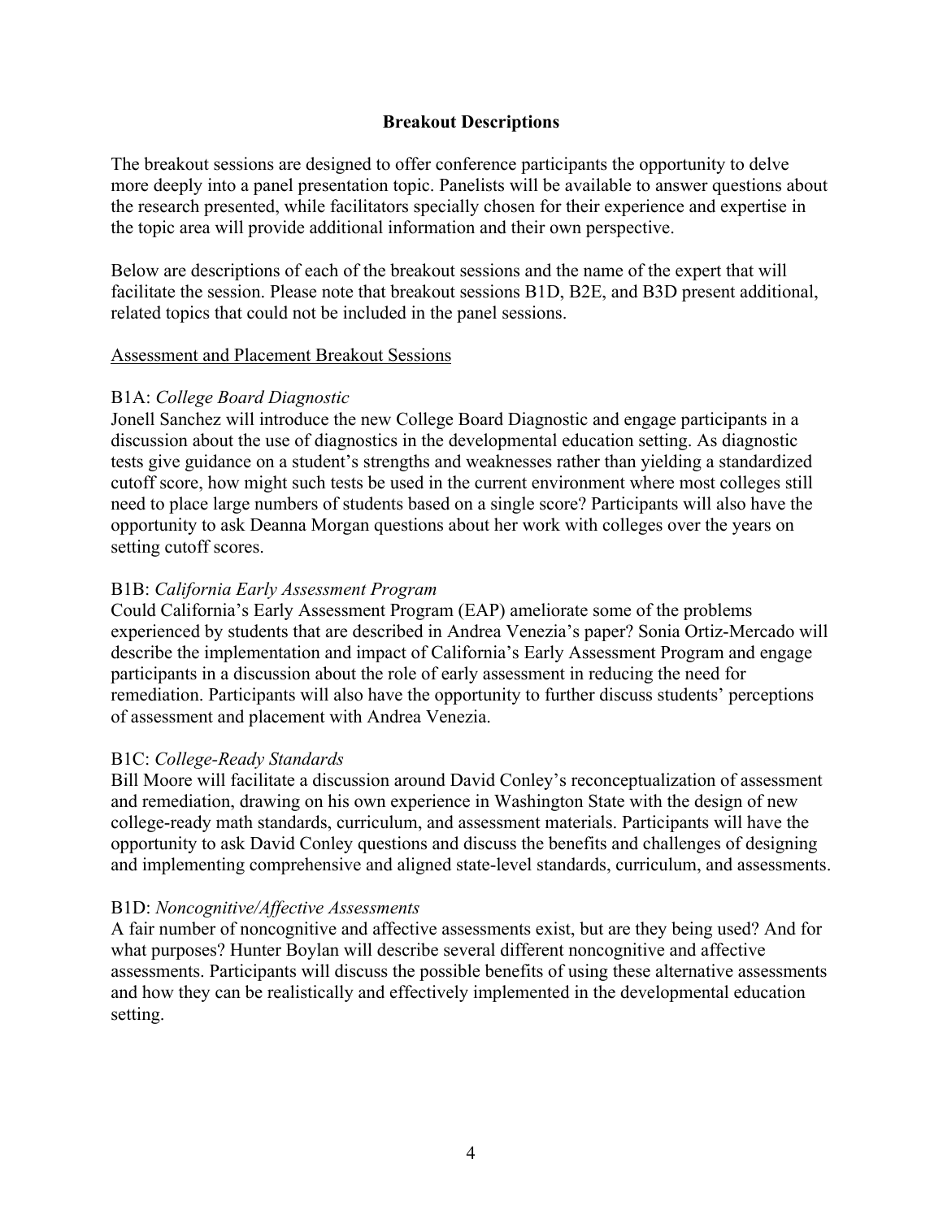## Breakout Descriptions

The breakout sessions are designed to offer conference participants the opportunity to delve more deeply into a panel presentation topic. Panelists will be available to answer questions about the research presented, while facilitators specially chosen for their experience and expertise in the topic area will provide additional information and their own perspective.

Below are descriptions of each of the breakout sessions and the name of the expert that will facilitate the session. Please note that breakout sessions B1D, B2E, and B3D present additional, related topics that could not be included in the panel sessions.

<u>Assessment and Placement Breakout Sessions</u>

B1A: *College Board Diagnostic*
Jonell Sanchez will introduce the new College Board Diagnostic and engage participants in a discussion about the use of diagnostics in the developmental education setting. As diagnostic tests give guidance on a student's strengths and weaknesses rather than yielding a standardized cutoff score, how might such tests be used in the current environment where most colleges still need to place large numbers of students based on a single score? Participants will also have the opportunity to ask Deanna Morgan questions about her work with colleges over the years on setting cutoff scores.

B1B: *California Early Assessment Program*
Could California's Early Assessment Program (EAP) ameliorate some of the problems experienced by students that are described in Andrea Venezia's paper? Sonia Ortiz-Mercado will describe the implementation and impact of California's Early Assessment Program and engage participants in a discussion about the role of early assessment in reducing the need for remediation. Participants will also have the opportunity to further discuss students' perceptions of assessment and placement with Andrea Venezia.

B1C: *College-Ready Standards*
Bill Moore will facilitate a discussion around David Conley's reconceptualization of assessment and remediation, drawing on his own experience in Washington State with the design of new college-ready math standards, curriculum, and assessment materials. Participants will have the opportunity to ask David Conley questions and discuss the benefits and challenges of designing and implementing comprehensive and aligned state-level standards, curriculum, and assessments.

B1D: *Noncognitive/Affective Assessments*
A fair number of noncognitive and affective assessments exist, but are they being used? And for what purposes? Hunter Boylan will describe several different noncognitive and affective assessments. Participants will discuss the possible benefits of using these alternative assessments and how they can be realistically and effectively implemented in the developmental education setting.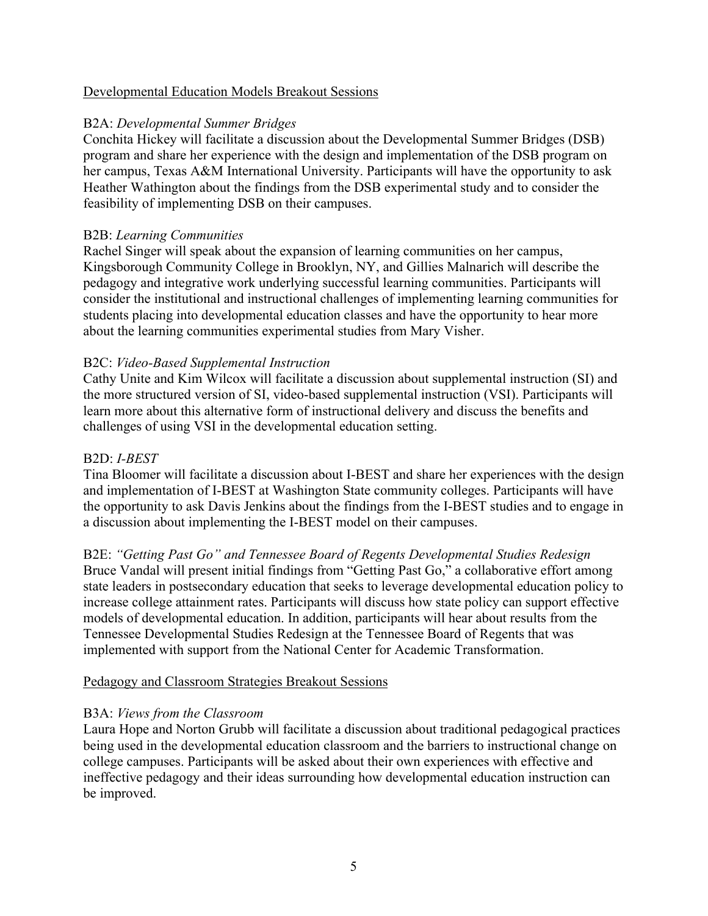<u>Developmental Education Models Breakout Sessions</u>

B2A: *Developmental Summer Bridges*
Conchita Hickey will facilitate a discussion about the Developmental Summer Bridges (DSB) program and share her experience with the design and implementation of the DSB program on her campus, Texas A&M International University. Participants will have the opportunity to ask Heather Wathington about the findings from the DSB experimental study and to consider the feasibility of implementing DSB on their campuses.

B2B: *Learning Communities*
Rachel Singer will speak about the expansion of learning communities on her campus, Kingsborough Community College in Brooklyn, NY, and Gillies Malnarich will describe the pedagogy and integrative work underlying successful learning communities. Participants will consider the institutional and instructional challenges of implementing learning communities for students placing into developmental education classes and have the opportunity to hear more about the learning communities experimental studies from Mary Visher.

B2C: *Video-Based Supplemental Instruction*
Cathy Unite and Kim Wilcox will facilitate a discussion about supplemental instruction (SI) and the more structured version of SI, video-based supplemental instruction (VSI). Participants will learn more about this alternative form of instructional delivery and discuss the benefits and challenges of using VSI in the developmental education setting.

B2D: *I-BEST*
Tina Bloomer will facilitate a discussion about I-BEST and share her experiences with the design and implementation of I-BEST at Washington State community colleges. Participants will have the opportunity to ask Davis Jenkins about the findings from the I-BEST studies and to engage in a discussion about implementing the I-BEST model on their campuses.

B2E: *"Getting Past Go" and Tennessee Board of Regents Developmental Studies Redesign*
Bruce Vandal will present initial findings from "Getting Past Go," a collaborative effort among state leaders in postsecondary education that seeks to leverage developmental education policy to increase college attainment rates. Participants will discuss how state policy can support effective models of developmental education. In addition, participants will hear about results from the Tennessee Developmental Studies Redesign at the Tennessee Board of Regents that was implemented with support from the National Center for Academic Transformation.

<u>Pedagogy and Classroom Strategies Breakout Sessions</u>

B3A: *Views from the Classroom*
Laura Hope and Norton Grubb will facilitate a discussion about traditional pedagogical practices being used in the developmental education classroom and the barriers to instructional change on college campuses. Participants will be asked about their own experiences with effective and ineffective pedagogy and their ideas surrounding how developmental education instruction can be improved.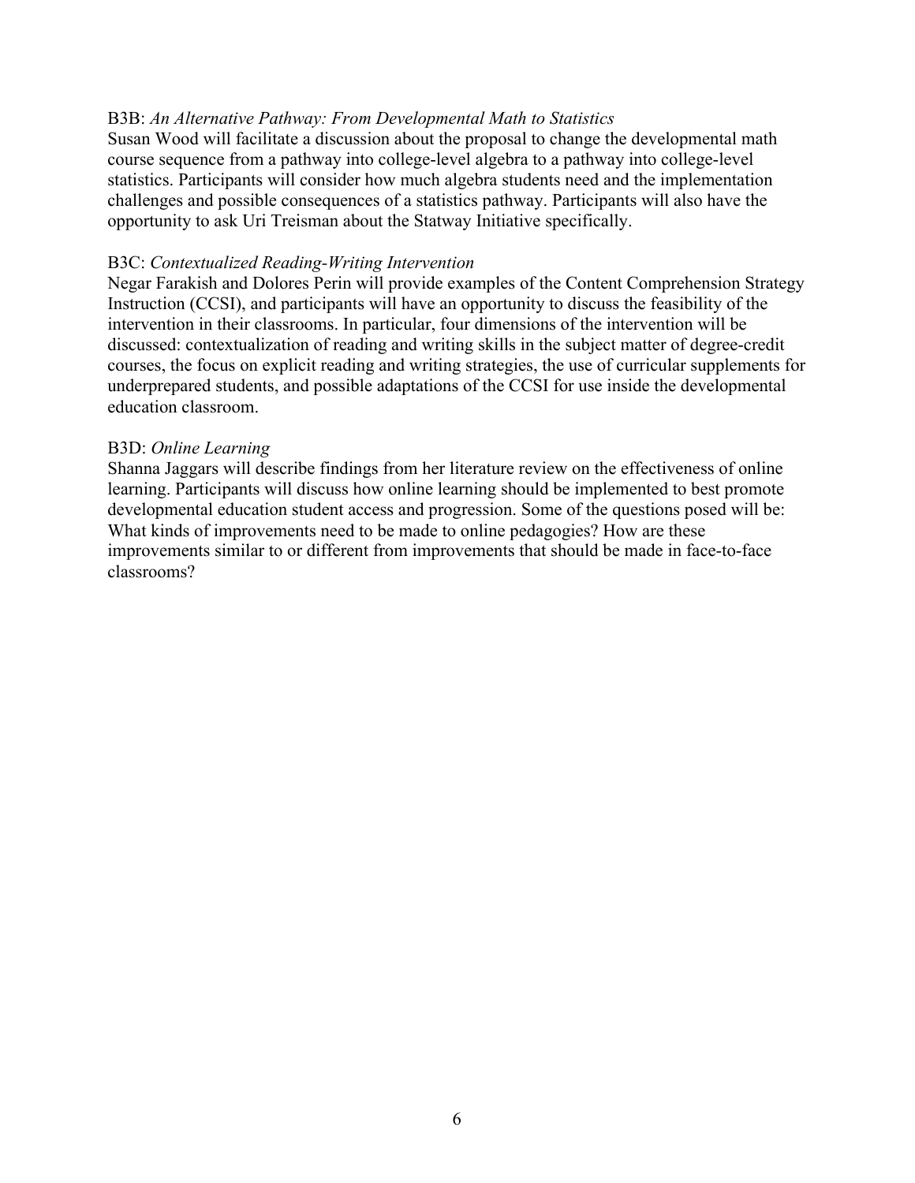B3B: *An Alternative Pathway: From Developmental Math to Statistics*
Susan Wood will facilitate a discussion about the proposal to change the developmental math course sequence from a pathway into college-level algebra to a pathway into college-level statistics. Participants will consider how much algebra students need and the implementation challenges and possible consequences of a statistics pathway. Participants will also have the opportunity to ask Uri Treisman about the Statway Initiative specifically.

B3C: *Contextualized Reading-Writing Intervention*
Negar Farakish and Dolores Perin will provide examples of the Content Comprehension Strategy Instruction (CCSI), and participants will have an opportunity to discuss the feasibility of the intervention in their classrooms. In particular, four dimensions of the intervention will be discussed: contextualization of reading and writing skills in the subject matter of degree-credit courses, the focus on explicit reading and writing strategies, the use of curricular supplements for underprepared students, and possible adaptations of the CCSI for use inside the developmental education classroom.

B3D: *Online Learning*
Shanna Jaggars will describe findings from her literature review on the effectiveness of online learning. Participants will discuss how online learning should be implemented to best promote developmental education student access and progression. Some of the questions posed will be: What kinds of improvements need to be made to online pedagogies? How are these improvements similar to or different from improvements that should be made in face-to-face classrooms?